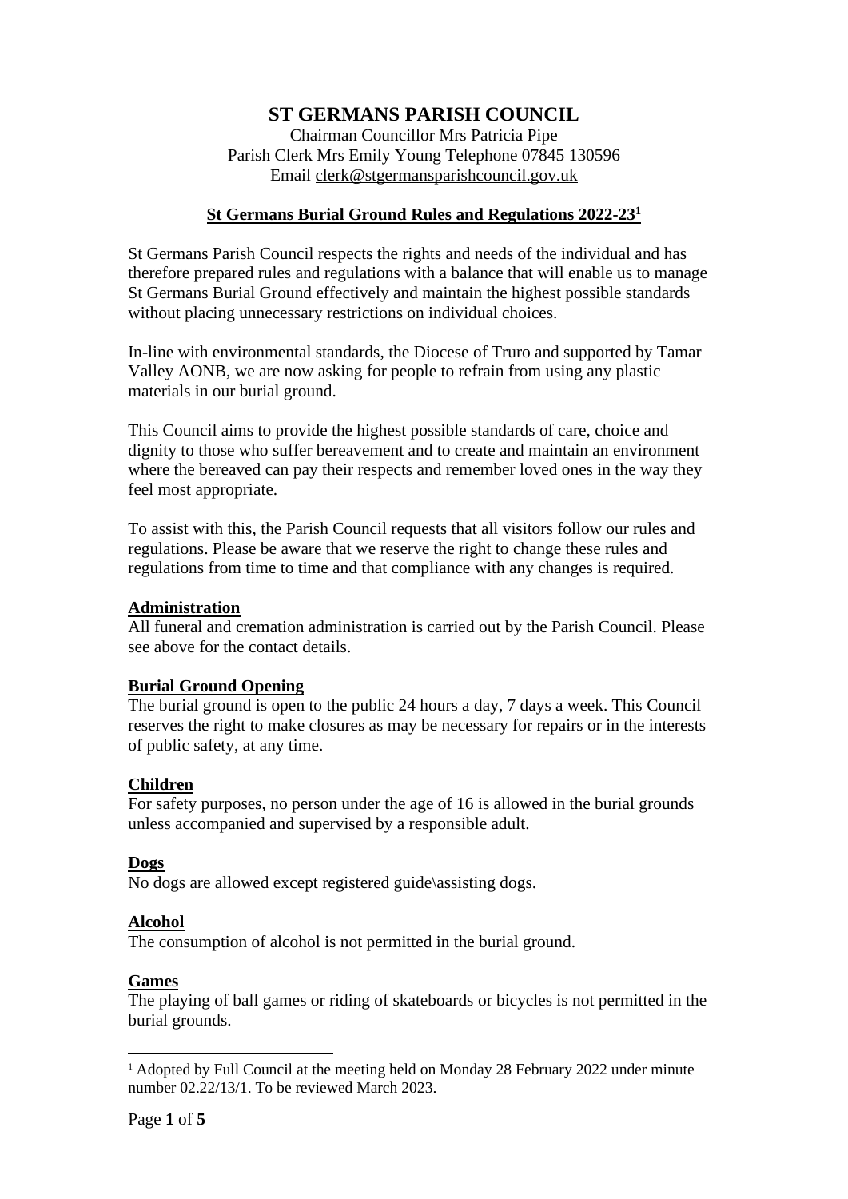# ST GERMANS PARISH COUNCIL

Chairman Councillor Mrs Patricia Pipe
Parish Clerk Mrs Emily Young Telephone 07845 130596
Email clerk@stgermansparishcouncil.gov.uk

## St Germans Burial Ground Rules and Regulations 2022-23[1]

St Germans Parish Council respects the rights and needs of the individual and has therefore prepared rules and regulations with a balance that will enable us to manage St Germans Burial Ground effectively and maintain the highest possible standards without placing unnecessary restrictions on individual choices.

In-line with environmental standards, the Diocese of Truro and supported by Tamar Valley AONB, we are now asking for people to refrain from using any plastic materials in our burial ground.

This Council aims to provide the highest possible standards of care, choice and dignity to those who suffer bereavement and to create and maintain an environment where the bereaved can pay their respects and remember loved ones in the way they feel most appropriate.

To assist with this, the Parish Council requests that all visitors follow our rules and regulations. Please be aware that we reserve the right to change these rules and regulations from time to time and that compliance with any changes is required.

### Administration

All funeral and cremation administration is carried out by the Parish Council. Please see above for the contact details.

### Burial Ground Opening

The burial ground is open to the public 24 hours a day, 7 days a week. This Council reserves the right to make closures as may be necessary for repairs or in the interests of public safety, at any time.

### Children

For safety purposes, no person under the age of 16 is allowed in the burial grounds unless accompanied and supervised by a responsible adult.

### Dogs

No dogs are allowed except registered guide\assisting dogs.

### Alcohol

The consumption of alcohol is not permitted in the burial ground.

### Games

The playing of ball games or riding of skateboards or bicycles is not permitted in the burial grounds.

---

[1] Adopted by Full Council at the meeting held on Monday 28 February 2022 under minute number 02.22/13/1. To be reviewed March 2023.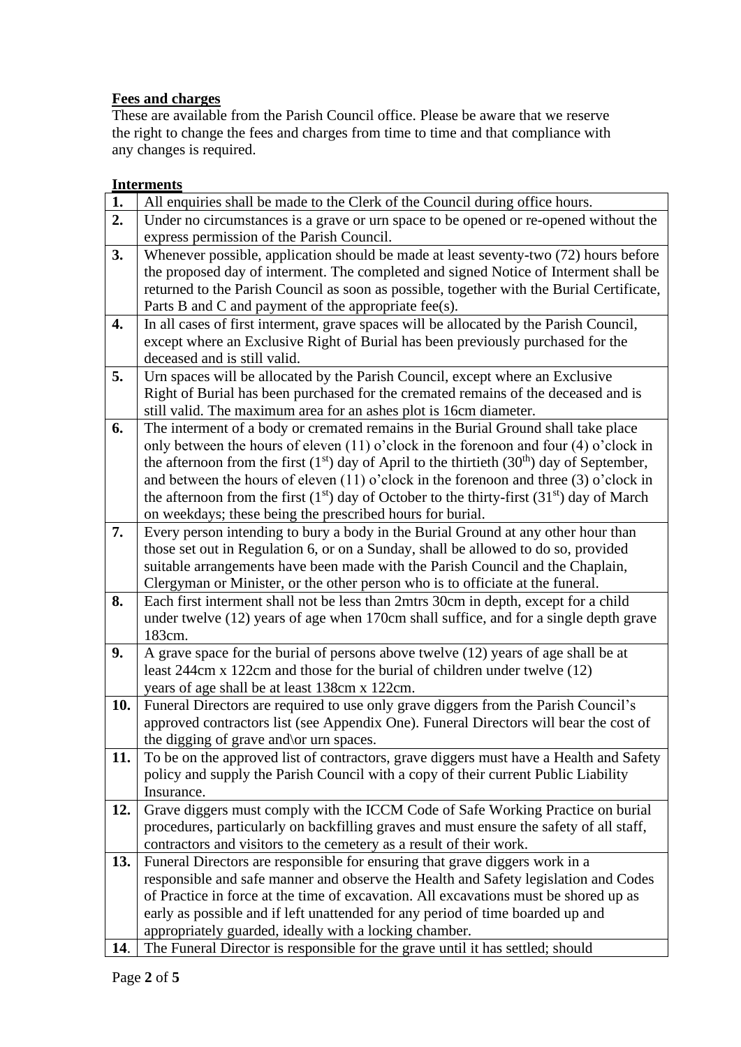**Fees and charges**

These are available from the Parish Council office. Please be aware that we reserve the right to change the fees and charges from time to time and that compliance with any changes is required.

**Interments**

| | |
|---|---|
| **1.** | All enquiries shall be made to the Clerk of the Council during office hours. |
| **2.** | Under no circumstances is a grave or urn space to be opened or re-opened without the express permission of the Parish Council. |
| **3.** | Whenever possible, application should be made at least seventy-two (72) hours before the proposed day of interment. The completed and signed Notice of Interment shall be returned to the Parish Council as soon as possible, together with the Burial Certificate, Parts B and C and payment of the appropriate fee(s). |
| **4.** | In all cases of first interment, grave spaces will be allocated by the Parish Council, except where an Exclusive Right of Burial has been previously purchased for the deceased and is still valid. |
| **5.** | Urn spaces will be allocated by the Parish Council, except where an Exclusive Right of Burial has been purchased for the cremated remains of the deceased and is still valid. The maximum area for an ashes plot is 16cm diameter. |
| **6.** | The interment of a body or cremated remains in the Burial Ground shall take place only between the hours of eleven (11) o'clock in the forenoon and four (4) o'clock in the afternoon from the first (1st) day of April to the thirtieth (30th) day of September, and between the hours of eleven (11) o'clock in the forenoon and three (3) o'clock in the afternoon from the first (1st) day of October to the thirty-first (31st) day of March on weekdays; these being the prescribed hours for burial. |
| **7.** | Every person intending to bury a body in the Burial Ground at any other hour than those set out in Regulation 6, or on a Sunday, shall be allowed to do so, provided suitable arrangements have been made with the Parish Council and the Chaplain, Clergyman or Minister, or the other person who is to officiate at the funeral. |
| **8.** | Each first interment shall not be less than 2mtrs 30cm in depth, except for a child under twelve (12) years of age when 170cm shall suffice, and for a single depth grave 183cm. |
| **9.** | A grave space for the burial of persons above twelve (12) years of age shall be at least 244cm x 122cm and those for the burial of children under twelve (12) years of age shall be at least 138cm x 122cm. |
| **10.** | Funeral Directors are required to use only grave diggers from the Parish Council's approved contractors list (see Appendix One). Funeral Directors will bear the cost of the digging of grave and\or urn spaces. |
| **11.** | To be on the approved list of contractors, grave diggers must have a Health and Safety policy and supply the Parish Council with a copy of their current Public Liability Insurance. |
| **12.** | Grave diggers must comply with the ICCM Code of Safe Working Practice on burial procedures, particularly on backfilling graves and must ensure the safety of all staff, contractors and visitors to the cemetery as a result of their work. |
| **13.** | Funeral Directors are responsible for ensuring that grave diggers work in a responsible and safe manner and observe the Health and Safety legislation and Codes of Practice in force at the time of excavation. All excavations must be shored up as early as possible and if left unattended for any period of time boarded up and appropriately guarded, ideally with a locking chamber. |
| **14**. | The Funeral Director is responsible for the grave until it has settled; should |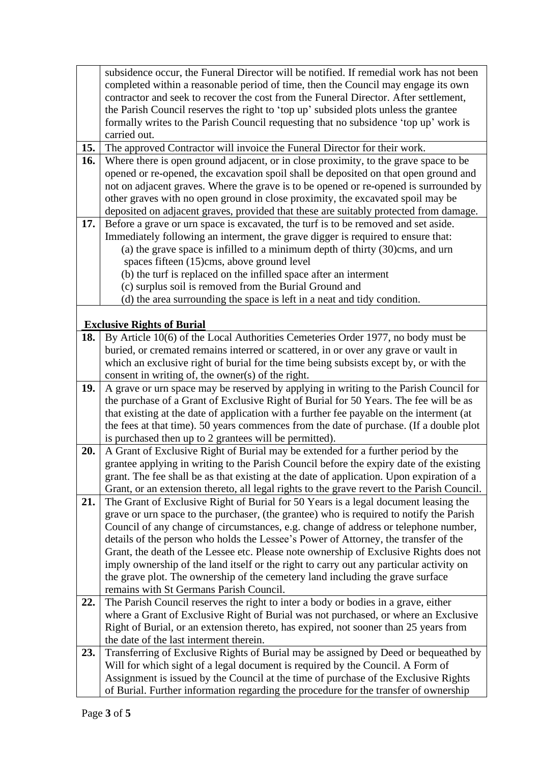| | |
|---|---|
| | subsidence occur, the Funeral Director will be notified. If remedial work has not been completed within a reasonable period of time, then the Council may engage its own contractor and seek to recover the cost from the Funeral Director. After settlement, the Parish Council reserves the right to 'top up' subsided plots unless the grantee formally writes to the Parish Council requesting that no subsidence 'top up' work is carried out. |
| **15.** | The approved Contractor will invoice the Funeral Director for their work. |
| **16.** | Where there is open ground adjacent, or in close proximity, to the grave space to be opened or re-opened, the excavation spoil shall be deposited on that open ground and not on adjacent graves. Where the grave is to be opened or re-opened is surrounded by other graves with no open ground in close proximity, the excavated spoil may be deposited on adjacent graves, provided that these are suitably protected from damage. |
| **17.** | Before a grave or urn space is excavated, the turf is to be removed and set aside. Immediately following an interment, the grave digger is required to ensure that: (a) the grave space is infilled to a minimum depth of thirty (30)cms, and urn spaces fifteen (15)cms, above ground level (b) the turf is replaced on the infilled space after an interment (c) surplus soil is removed from the Burial Ground and (d) the area surrounding the space is left in a neat and tidy condition. |
| **Exclusive Rights of Burial** | |
| **18.** | By Article 10(6) of the Local Authorities Cemeteries Order 1977, no body must be buried, or cremated remains interred or scattered, in or over any grave or vault in which an exclusive right of burial for the time being subsists except by, or with the consent in writing of, the owner(s) of the right. |
| **19.** | A grave or urn space may be reserved by applying in writing to the Parish Council for the purchase of a Grant of Exclusive Right of Burial for 50 Years. The fee will be as that existing at the date of application with a further fee payable on the interment (at the fees at that time). 50 years commences from the date of purchase. (If a double plot is purchased then up to 2 grantees will be permitted). |
| **20.** | A Grant of Exclusive Right of Burial may be extended for a further period by the grantee applying in writing to the Parish Council before the expiry date of the existing grant. The fee shall be as that existing at the date of application. Upon expiration of a Grant, or an extension thereto, all legal rights to the grave revert to the Parish Council. |
| **21.** | The Grant of Exclusive Right of Burial for 50 Years is a legal document leasing the grave or urn space to the purchaser, (the grantee) who is required to notify the Parish Council of any change of circumstances, e.g. change of address or telephone number, details of the person who holds the Lessee's Power of Attorney, the transfer of the Grant, the death of the Lessee etc. Please note ownership of Exclusive Rights does not imply ownership of the land itself or the right to carry out any particular activity on the grave plot. The ownership of the cemetery land including the grave surface remains with St Germans Parish Council. |
| **22.** | The Parish Council reserves the right to inter a body or bodies in a grave, either where a Grant of Exclusive Right of Burial was not purchased, or where an Exclusive Right of Burial, or an extension thereto, has expired, not sooner than 25 years from the date of the last interment therein. |
| **23.** | Transferring of Exclusive Rights of Burial may be assigned by Deed or bequeathed by Will for which sight of a legal document is required by the Council. A Form of Assignment is issued by the Council at the time of purchase of the Exclusive Rights of Burial. Further information regarding the procedure for the transfer of ownership |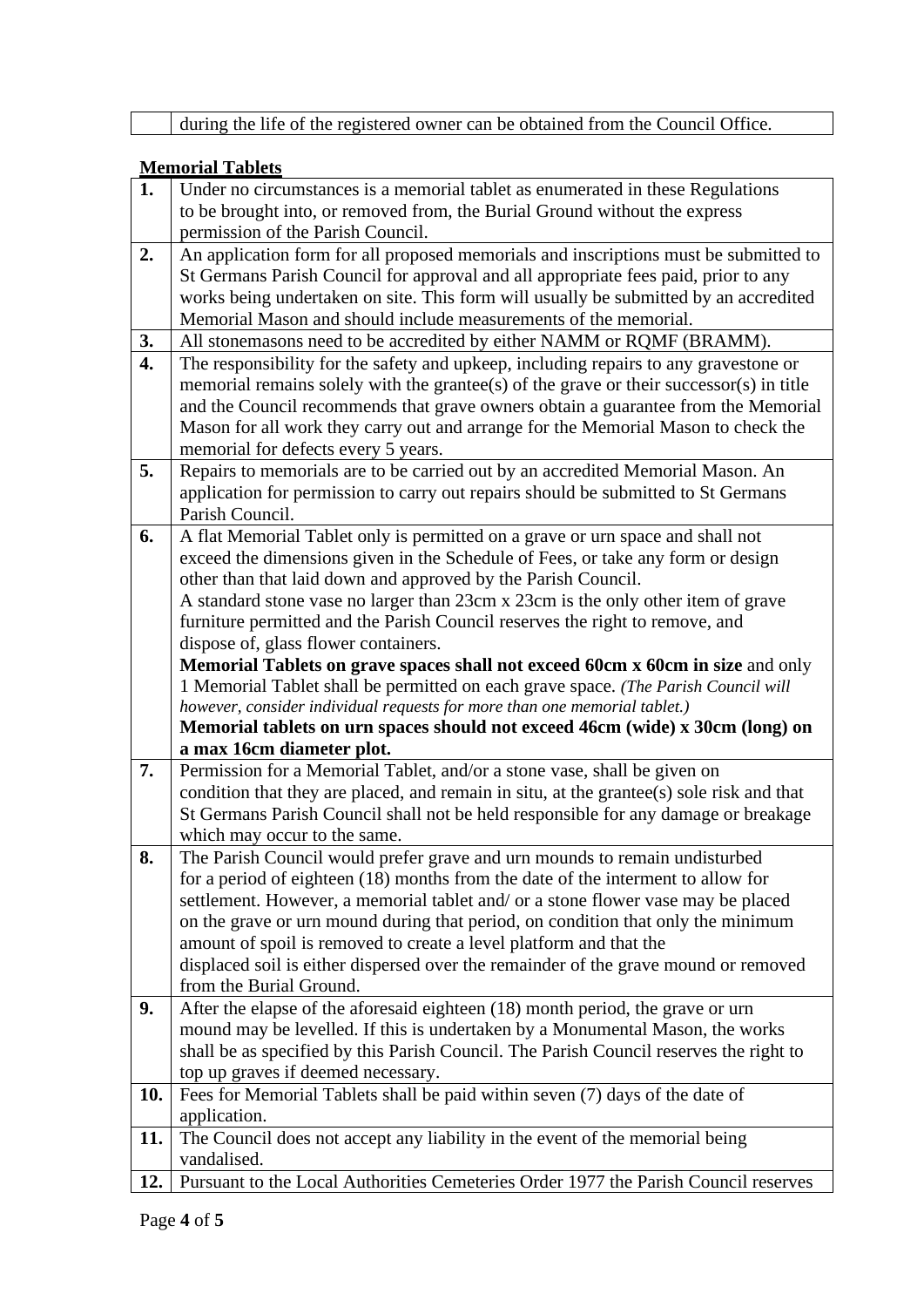| | during the life of the registered owner can be obtained from the Council Office. |
|---|---|

**Memorial Tablets**

| | |
|---|---|
| **1.** | Under no circumstances is a memorial tablet as enumerated in these Regulations to be brought into, or removed from, the Burial Ground without the express permission of the Parish Council. |
| **2.** | An application form for all proposed memorials and inscriptions must be submitted to St Germans Parish Council for approval and all appropriate fees paid, prior to any works being undertaken on site. This form will usually be submitted by an accredited Memorial Mason and should include measurements of the memorial. |
| **3.** | All stonemasons need to be accredited by either NAMM or RQMF (BRAMM). |
| **4.** | The responsibility for the safety and upkeep, including repairs to any gravestone or memorial remains solely with the grantee(s) of the grave or their successor(s) in title and the Council recommends that grave owners obtain a guarantee from the Memorial Mason for all work they carry out and arrange for the Memorial Mason to check the memorial for defects every 5 years. |
| **5.** | Repairs to memorials are to be carried out by an accredited Memorial Mason. An application for permission to carry out repairs should be submitted to St Germans Parish Council. |
| **6.** | A flat Memorial Tablet only is permitted on a grave or urn space and shall not exceed the dimensions given in the Schedule of Fees, or take any form or design other than that laid down and approved by the Parish Council.<br>A standard stone vase no larger than 23cm x 23cm is the only other item of grave furniture permitted and the Parish Council reserves the right to remove, and dispose of, glass flower containers.<br>**Memorial Tablets on grave spaces shall not exceed 60cm x 60cm in size** and only 1 Memorial Tablet shall be permitted on each grave space. *(The Parish Council will however, consider individual requests for more than one memorial tablet.)*<br>**Memorial tablets on urn spaces should not exceed 46cm (wide) x 30cm (long) on a max 16cm diameter plot.** |
| **7.** | Permission for a Memorial Tablet, and/or a stone vase, shall be given on condition that they are placed, and remain in situ, at the grantee(s) sole risk and that St Germans Parish Council shall not be held responsible for any damage or breakage which may occur to the same. |
| **8.** | The Parish Council would prefer grave and urn mounds to remain undisturbed for a period of eighteen (18) months from the date of the interment to allow for settlement. However, a memorial tablet and/ or a stone flower vase may be placed on the grave or urn mound during that period, on condition that only the minimum amount of spoil is removed to create a level platform and that the displaced soil is either dispersed over the remainder of the grave mound or removed from the Burial Ground. |
| **9.** | After the elapse of the aforesaid eighteen (18) month period, the grave or urn mound may be levelled. If this is undertaken by a Monumental Mason, the works shall be as specified by this Parish Council. The Parish Council reserves the right to top up graves if deemed necessary. |
| **10.** | Fees for Memorial Tablets shall be paid within seven (7) days of the date of application. |
| **11.** | The Council does not accept any liability in the event of the memorial being vandalised. |
| **12.** | Pursuant to the Local Authorities Cemeteries Order 1977 the Parish Council reserves |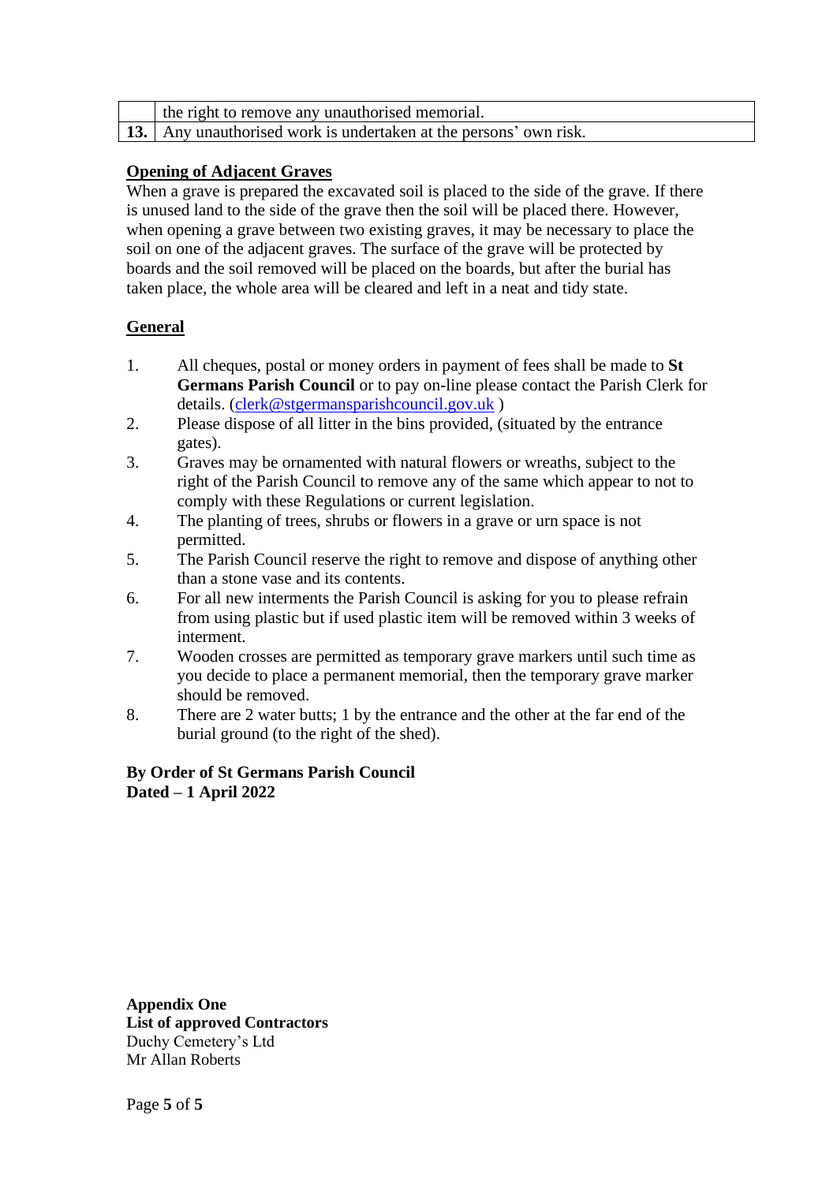| | |
|---|---|
| | the right to remove any unauthorised memorial. |
| **13.** | Any unauthorised work is undertaken at the persons' own risk. |

## Opening of Adjacent Graves

When a grave is prepared the excavated soil is placed to the side of the grave. If there is unused land to the side of the grave then the soil will be placed there. However, when opening a grave between two existing graves, it may be necessary to place the soil on one of the adjacent graves. The surface of the grave will be protected by boards and the soil removed will be placed on the boards, but after the burial has taken place, the whole area will be cleared and left in a neat and tidy state.

## General

1. All cheques, postal or money orders in payment of fees shall be made to **St Germans Parish Council** or to pay on-line please contact the Parish Clerk for details. ([clerk@stgermansparishcouncil.gov.uk](mailto:clerk@stgermansparishcouncil.gov.uk) )
2. Please dispose of all litter in the bins provided, (situated by the entrance gates).
3. Graves may be ornamented with natural flowers or wreaths, subject to the right of the Parish Council to remove any of the same which appear to not to comply with these Regulations or current legislation.
4. The planting of trees, shrubs or flowers in a grave or urn space is not permitted.
5. The Parish Council reserve the right to remove and dispose of anything other than a stone vase and its contents.
6. For all new interments the Parish Council is asking for you to please refrain from using plastic but if used plastic item will be removed within 3 weeks of interment.
7. Wooden crosses are permitted as temporary grave markers until such time as you decide to place a permanent memorial, then the temporary grave marker should be removed.
8. There are 2 water butts; 1 by the entrance and the other at the far end of the burial ground (to the right of the shed).

**By Order of St Germans Parish Council**
**Dated – 1 April 2022**

**Appendix One**
**List of approved Contractors**
Duchy Cemetery's Ltd
Mr Allan Roberts